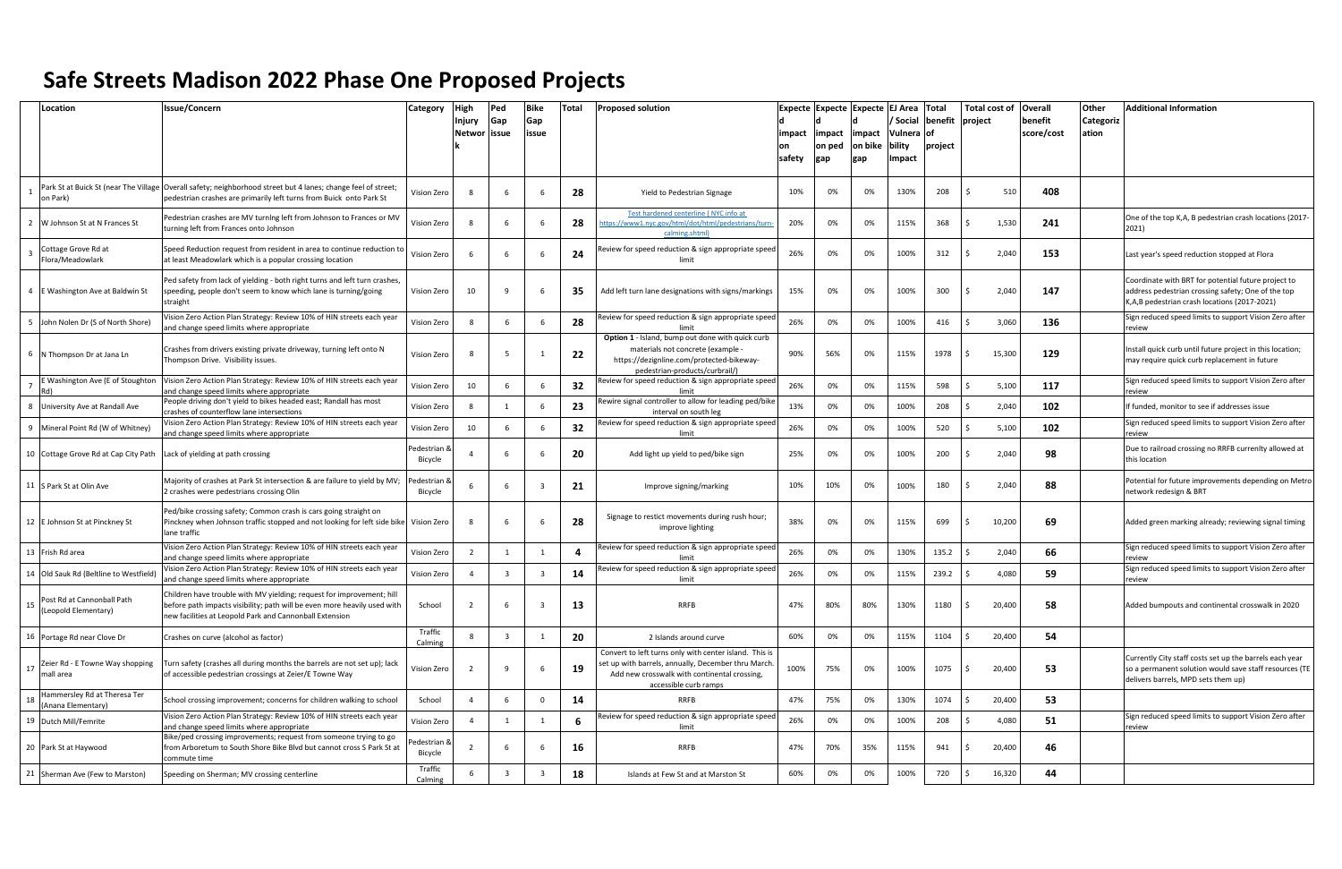# Safe Streets Madison 2022 Phase One Proposed Projects

| | Location | Issue/Concern | Category | High Injury Network | Ped Gap issue | Bike Gap issue | Total | Proposed solution | Expected impact on safety | Expected impact on ped gap | Expected impact on bike gap | EJ Area / Social Vulnerability Impact | Total benefit of project | Total cost of project | Overall benefit score/cost | Other Categorization | Additional Information |
|---|---|---|---|---|---|---|---|---|---|---|---|---|---|---|---|---|---|
| 1 | Park St at Buick St (near The Village on Park) | Overall safety; neighborhood street but 4 lanes; change feel of street; pedestrian crashes are primarily left turns from Buick onto Park St | Vision Zero | 8 | 6 | 6 | 28 | Yield to Pedestrian Signage | 10% | 0% | 0% | 130% | 208 | $ 510 | 408 | | |
| 2 | W Johnson St at N Frances St | Pedestrian crashes are MV turning left from Johnson to Frances or MV turning left from Frances onto Johnson | Vision Zero | 8 | 6 | 6 | 28 | Test hardened centerline ( NYC info at https://www1.nyc.gov/html/dot/html/pedestrians/turn-calming.shtml) | 20% | 0% | 0% | 115% | 368 | $ 1,530 | 241 | | One of the top K,A, B pedestrian crash locations (2017-2021) |
| 3 | Cottage Grove Rd at Flora/Meadowlark | Speed Reduction request from resident in area to continue reduction to at least Meadowlark which is a popular crossing location | Vision Zero | 6 | 6 | 6 | 24 | Review for speed reduction & sign appropriate speed limit | 26% | 0% | 0% | 100% | 312 | $ 2,040 | 153 | | Last year's speed reduction stopped at Flora |
| 4 | E Washington Ave at Baldwin St | Ped safety from lack of yielding - both right turns and left turn crashes, speeding, people don't seem to know which lane is turning/going straight | Vision Zero | 10 | 9 | 6 | 35 | Add left turn lane designations with signs/markings | 15% | 0% | 0% | 100% | 300 | $ 2,040 | 147 | | Coordinate with BRT for potential future project to address pedestrian crossing safety; One of the top K,A,B pedestrian crash locations (2017-2021) |
| 5 | John Nolen Dr (S of North Shore) | Vision Zero Action Plan Strategy: Review 10% of HIN streets each year and change speed limits where appropriate | Vision Zero | 8 | 6 | 6 | 28 | Review for speed reduction & sign appropriate speed limit | 26% | 0% | 0% | 100% | 416 | $ 3,060 | 136 | | Sign reduced speed limits to support Vision Zero after review |
| 6 | N Thompson Dr at Jana Ln | Crashes from drivers existing private driveway, turning left onto N Thompson Drive. Visibility issues. | Vision Zero | 8 | 5 | 1 | 22 | Option 1 - Island, bump out done with quick curb materials not concrete (example - https://dezignline.com/protected-bikeway-pedestrian-products/curbrail/) | 90% | 56% | 0% | 115% | 1978 | $ 15,300 | 129 | | Install quick curb until future project in this location; may require quick curb replacement in future |
| 7 | E Washington Ave (E of Stoughton Rd) | Vision Zero Action Plan Strategy: Review 10% of HIN streets each year and change speed limits where appropriate | Vision Zero | 10 | 6 | 6 | 32 | Review for speed reduction & sign appropriate speed limit | 26% | 0% | 0% | 115% | 598 | $ 5,100 | 117 | | Sign reduced speed limits to support Vision Zero after review |
| 8 | University Ave at Randall Ave | People driving don't yield to bikes headed east; Randall has most crashes of counterflow lane intersections | Vision Zero | 8 | 1 | 6 | 23 | Rewire signal controller to allow for leading ped/bike interval on south leg | 13% | 0% | 0% | 100% | 208 | $ 2,040 | 102 | | If funded, monitor to see if addresses issue |
| 9 | Mineral Point Rd (W of Whitney) | Vision Zero Action Plan Strategy: Review 10% of HIN streets each year and change speed limits where appropriate | Vision Zero | 10 | 6 | 6 | 32 | Review for speed reduction & sign appropriate speed limit | 26% | 0% | 0% | 100% | 520 | $ 5,100 | 102 | | Sign reduced speed limits to support Vision Zero after review |
| 10 | Cottage Grove Rd at Cap City Path | Lack of yielding at path crossing | Pedestrian & Bicycle | 4 | 6 | 6 | 20 | Add light up yield to ped/bike sign | 25% | 0% | 0% | 100% | 200 | $ 2,040 | 98 | | Due to railroad crossing no RRFB currenlty allowed at this location |
| 11 | S Park St at Olin Ave | Majority of crashes at Park St intersection & are failure to yield by MV; 2 crashes were pedestrians crossing Olin | Pedestrian & Bicycle | 6 | 6 | 3 | 21 | Improve signing/marking | 10% | 10% | 0% | 100% | 180 | $ 2,040 | 88 | | Potential for future improvements depending on Metro network redesign & BRT |
| 12 | E Johnson St at Pinckney St | Ped/bike crossing safety; Common crash is cars going straight on Pinckney when Johnson traffic stopped and not looking for left side bike lane traffic | Vision Zero | 8 | 6 | 6 | 28 | Signage to restict movements during rush hour; improve lighting | 38% | 0% | 0% | 115% | 699 | $ 10,200 | 69 | | Added green marking already; reviewing signal timing |
| 13 | Frish Rd area | Vision Zero Action Plan Strategy: Review 10% of HIN streets each year and change speed limits where appropriate | Vision Zero | 2 | 1 | 1 | 4 | Review for speed reduction & sign appropriate speed limit | 26% | 0% | 0% | 130% | 135.2 | $ 2,040 | 66 | | Sign reduced speed limits to support Vision Zero after review |
| 14 | Old Sauk Rd (Beltline to Westfield) | Vision Zero Action Plan Strategy: Review 10% of HIN streets each year and change speed limits where appropriate | Vision Zero | 4 | 3 | 3 | 14 | Review for speed reduction & sign appropriate speed limit | 26% | 0% | 0% | 115% | 239.2 | $ 4,080 | 59 | | Sign reduced speed limits to support Vision Zero after review |
| 15 | Post Rd at Cannonball Path (Leopold Elementary) | Children have trouble with MV yielding; request for improvement; hill before path impacts visibility; path will be even more heavily used with new facilities at Leopold Park and Cannonball Extension | School | 2 | 6 | 3 | 13 | RRFB | 47% | 80% | 80% | 130% | 1180 | $ 20,400 | 58 | | Added bumpouts and continental crosswalk in 2020 |
| 16 | Portage Rd near Clove Dr | Crashes on curve (alcohol as factor) | Traffic Calming | 8 | 3 | 1 | 20 | 2 Islands around curve | 60% | 0% | 0% | 115% | 1104 | $ 20,400 | 54 | | |
| 17 | Zeier Rd - E Towne Way shopping mall area | Turn safety (crashes all during months the barrels are not set up); lack of accessible pedestrian crossings at Zeier/E Towne Way | Vision Zero | 2 | 9 | 6 | 19 | Convert to left turns only with center island. This is set up with barrels, annually, December thru March. Add new crosswalk with continental crossing, accessible curb ramps | 100% | 75% | 0% | 100% | 1075 | $ 20,400 | 53 | | Currently City staff costs set up the barrels each year so a permanent solution would save staff resources (TE delivers barrels, MPD sets them up) |
| 18 | Hammersley Rd at Theresa Ter (Anana Elementary) | School crossing improvement; concerns for children walking to school | School | 4 | 6 | 0 | 14 | RRFB | 47% | 75% | 0% | 130% | 1074 | $ 20,400 | 53 | | |
| 19 | Dutch Mill/Femrite | Vision Zero Action Plan Strategy: Review 10% of HIN streets each year and change speed limits where appropriate | Vision Zero | 4 | 1 | 1 | 6 | Review for speed reduction & sign appropriate speed limit | 26% | 0% | 0% | 100% | 208 | $ 4,080 | 51 | | Sign reduced speed limits to support Vision Zero after review |
| 20 | Park St at Haywood | Bike/ped crossing improvements; request from someone trying to go from Arboretum to South Shore Bike Blvd but cannot cross S Park St at commute time | Pedestrian & Bicycle | 2 | 6 | 6 | 16 | RRFB | 47% | 70% | 35% | 115% | 941 | $ 20,400 | 46 | | |
| 21 | Sherman Ave (Few to Marston) | Speeding on Sherman; MV crossing centerline | Traffic Calming | 6 | 3 | 3 | 18 | Islands at Few St and at Marston St | 60% | 0% | 0% | 100% | 720 | $ 16,320 | 44 | | |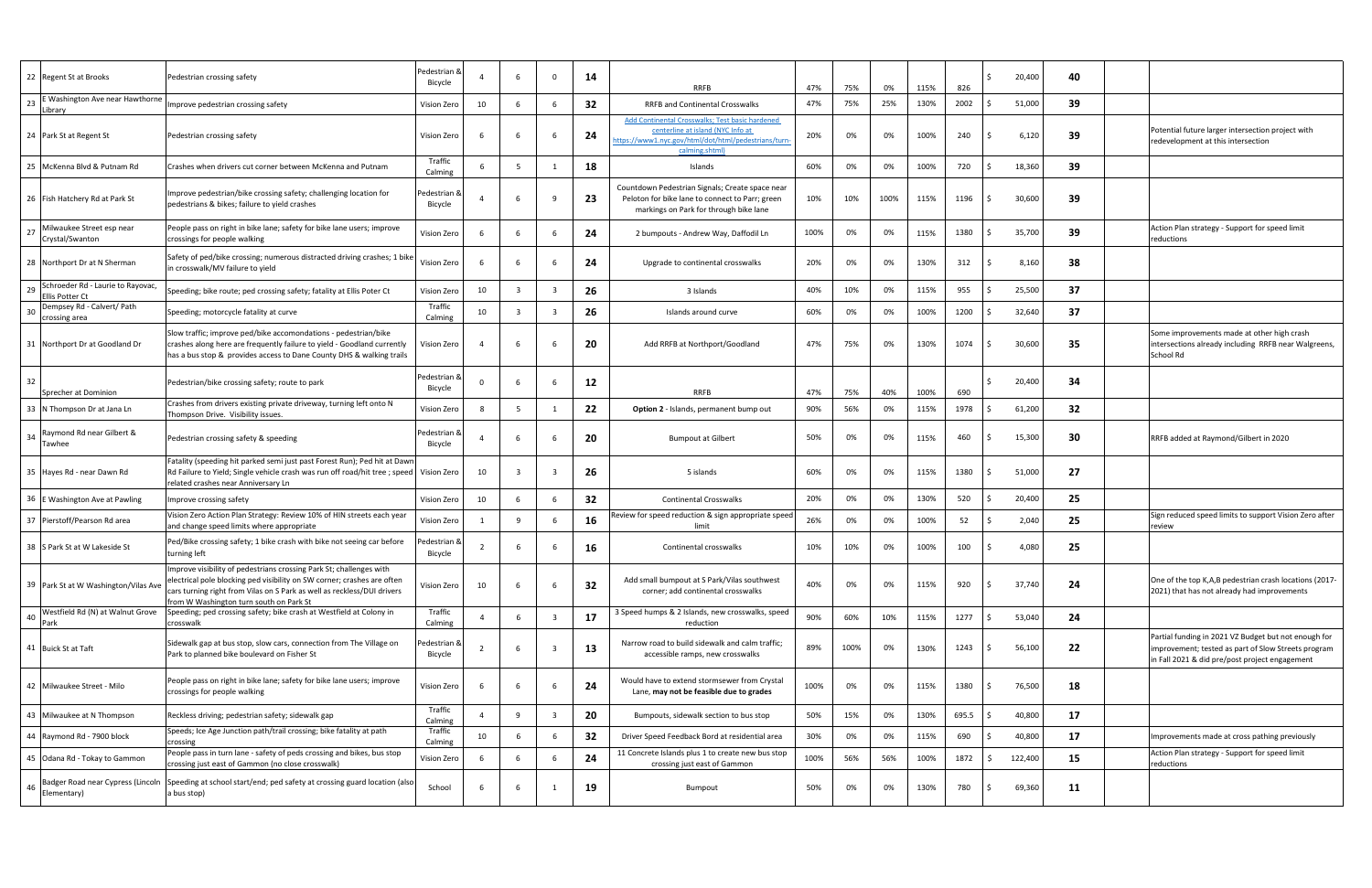| 22 | Regent St at Brooks | Pedestrian crossing safety | Pedestrian & Bicycle | 4 | 6 | 0 | 14 | RRFB | 47% | 75% | 0% | 115% | 826 | $ 20,400 | 40 | | |
|---|---|---|---|---|---|---|---|---|---|---|---|---|---|---|---|---|---|
| 23 | E Washington Ave near Hawthorne Library | Improve pedestrian crossing safety | Vision Zero | 10 | 6 | 6 | 32 | RRFB and Continental Crosswalks | 47% | 75% | 25% | 130% | 2002 | $ 51,000 | 39 | | |
| 24 | Park St at Regent St | Pedestrian crossing safety | Vision Zero | 6 | 6 | 6 | 24 | Add Continental Crosswalks; Test basic hardened centerline at island (NYC Info at https://www1.nyc.gov/html/dot/html/pedestrians/turn-calming.shtml) | 20% | 0% | 0% | 100% | 240 | $ 6,120 | 39 | | Potential future larger intersection project with redevelopment at this intersection |
| 25 | McKenna Blvd & Putnam Rd | Crashes when drivers cut corner between McKenna and Putnam | Traffic Calming | 6 | 5 | 1 | 18 | Islands | 60% | 0% | 0% | 100% | 720 | $ 18,360 | 39 | | |
| 26 | Fish Hatchery Rd at Park St | Improve pedestrian/bike crossing safety; challenging location for pedestrians & bikes; failure to yield crashes | Pedestrian & Bicycle | 4 | 6 | 9 | 23 | Countdown Pedestrian Signals; Create space near Peloton for bike lane to connect to Parr; green markings on Park for through bike lane | 10% | 10% | 100% | 115% | 1196 | $ 30,600 | 39 | | |
| 27 | Milwaukee Street esp near Crystal/Swanton | People pass on right in bike lane; safety for bike lane users; improve crossings for people walking | Vision Zero | 6 | 6 | 6 | 24 | 2 bumpouts - Andrew Way, Daffodil Ln | 100% | 0% | 0% | 115% | 1380 | $ 35,700 | 39 | | Action Plan strategy - Support for speed limit reductions |
| 28 | Northport Dr at N Sherman | Safety of ped/bike crossing; numerous distracted driving crashes; 1 bike in crosswalk/MV failure to yield | Vision Zero | 6 | 6 | 6 | 24 | Upgrade to continental crosswalks | 20% | 0% | 0% | 130% | 312 | $ 8,160 | 38 | | |
| 29 | Schroeder Rd - Laurie to Rayovac, Ellis Poter Ct | Speeding; bike route; ped crossing safety; fatality at Ellis Poter Ct | Vision Zero | 10 | 3 | 3 | 26 | 3 Islands | 40% | 10% | 0% | 115% | 955 | $ 25,500 | 37 | | |
| 30 | Dempsey Rd - Calvert/ Path crossing area | Speeding; motorcycle fatality at curve | Traffic Calming | 10 | 3 | 3 | 26 | Islands around curve | 60% | 0% | 0% | 100% | 1200 | $ 32,640 | 37 | | |
| 31 | Northport Dr at Goodland Dr | Slow traffic; improve ped/bike accomondations - pedestrian/bike crashes along here are frequently failure to yield - Goodland currently has a bus stop & provides access to Dane County DHS & walking trails | Vision Zero | 4 | 6 | 6 | 20 | Add RRFB at Northport/Goodland | 47% | 75% | 0% | 130% | 1074 | $ 30,600 | 35 | | Some improvements made at other high crash intersections already including RRFB near Walgreens, School Rd |
| 32 | Sprecher at Dominion | Pedestrian/bike crossing safety; route to park | Pedestrian & Bicycle | 0 | 6 | 6 | 12 | RRFB | 47% | 75% | 40% | 100% | 690 | $ 20,400 | 34 | | |
| 33 | N Thompson Dr at Jana Ln | Crashes from drivers existing private driveway, turning left onto N Thompson Drive. Visibility issues. | Vision Zero | 8 | 5 | 1 | 22 | **Option 2** - Islands, permanent bump out | 90% | 56% | 0% | 115% | 1978 | $ 61,200 | 32 | | |
| 34 | Raymond Rd near Gilbert & Tawhee | Pedestrian crossing safety & speeding | Pedestrian & Bicycle | 4 | 6 | 6 | 20 | Bumpout at Gilbert | 50% | 0% | 0% | 115% | 460 | $ 15,300 | 30 | | RRFB added at Raymond/Gilbert in 2020 |
| 35 | Hayes Rd - near Dawn Rd | Fatality (speeding hit parked semi just past Forest Run); Ped hit at Dawn Rd Failure to Yield; Single vehicle crash was run off road/hit tree ; speed related crashes near Anniversary Ln | Vision Zero | 10 | 3 | 3 | 26 | 5 islands | 60% | 0% | 0% | 115% | 1380 | $ 51,000 | 27 | | |
| 36 | E Washington Ave at Pawling | Improve crossing safety | Vision Zero | 10 | 6 | 6 | 32 | Continental Crosswalks | 20% | 0% | 0% | 130% | 520 | $ 20,400 | 25 | | |
| 37 | Pierstoff/Pearson Rd area | Vision Zero Action Plan Strategy: Review 10% of HIN streets each year and change speed limits where appropriate | Vision Zero | 1 | 9 | 6 | 16 | Review for speed reduction & sign appropriate speed limit | 26% | 0% | 0% | 100% | 52 | $ 2,040 | 25 | | Sign reduced speed limits to support Vision Zero after review |
| 38 | S Park St at W Lakeside St | Ped/Bike crossing safety; 1 bike crash with bike not seeing car before turning left | Pedestrian & Bicycle | 2 | 6 | 6 | 16 | Continental crosswalks | 10% | 10% | 0% | 100% | 100 | $ 4,080 | 25 | | |
| 39 | Park St at W Washington/Vilas Ave | Improve visibility of pedestrians crossing Park St; challenges with electrical pole blocking ped visibility on SW corner; crashes are often cars turning right from Vilas on S Park as well as reckless/DUI drivers from W Washington turn south on Park St | Vision Zero | 10 | 6 | 6 | 32 | Add small bumpout at S Park/Vilas southwest corner; add continental crosswalks | 40% | 0% | 0% | 115% | 920 | $ 37,740 | 24 | | One of the top K,A,B pedestrian crash locations (2017-2021) that has not already had improvements |
| 40 | Westfield Rd (N) at Walnut Grove Park | Speeding; ped crossing safety; bike crash at Westfield at Colony in crosswalk | Traffic Calming | 4 | 6 | 3 | 17 | 3 Speed humps & 2 Islands, new crosswalks, speed reduction | 90% | 60% | 10% | 115% | 1277 | $ 53,040 | 24 | | |
| 41 | Buick St at Taft | Sidewalk gap at bus stop, slow cars, connection from The Village on Park to planned bike boulevard on Fisher St | Pedestrian & Bicycle | 2 | 6 | 3 | 13 | Narrow road to build sidewalk and calm traffic; accessible ramps, new crosswalks | 89% | 100% | 0% | 130% | 1243 | $ 56,100 | 22 | | Partial funding in 2021 VZ Budget but not enough for improvement; tested as part of Slow Streets program in Fall 2021 & did pre/post project engagement |
| 42 | Milwaukee Street - Milo | People pass on right in bike lane; safety for bike lane users; improve crossings for people walking | Vision Zero | 6 | 6 | 6 | 24 | Would have to extend stormsewer from Crystal Lane, **may not be feasible due to grades** | 100% | 0% | 0% | 115% | 1380 | $ 76,500 | 18 | | |
| 43 | Milwaukee at N Thompson | Reckless driving; pedestrian safety; sidewalk gap | Traffic Calming | 4 | 9 | 3 | 20 | Bumpouts, sidewalk section to bus stop | 50% | 15% | 0% | 130% | 695.5 | $ 40,800 | 17 | | |
| 44 | Raymond Rd - 7900 block | Speeds; Ice Age Junction path/trail crossing; bike fatality at path crossing | Traffic Calming | 10 | 6 | 6 | 32 | Driver Speed Feedback Bord at residential area | 30% | 0% | 0% | 115% | 690 | $ 40,800 | 17 | | Improvements made at cross pathing previously |
| 45 | Odana Rd - Tokay to Gammon | People pass in turn lane - safety of peds crossing and bikes, bus stop crossing just east of Gammon (no close crosswalk) | Vision Zero | 6 | 6 | 6 | 24 | 11 Concrete Islands plus 1 to create new bus stop crossing just east of Gammon | 100% | 56% | 56% | 100% | 1872 | $ 122,400 | 15 | | Action Plan strategy - Support for speed limit reductions |
| 46 | Badger Road near Cypress (Lincoln Elementary) | Speeding at school start/end; ped safety at crossing guard location (also a bus stop) | School | 6 | 6 | 1 | 19 | Bumpout | 50% | 0% | 0% | 130% | 780 | $ 69,360 | 11 | | |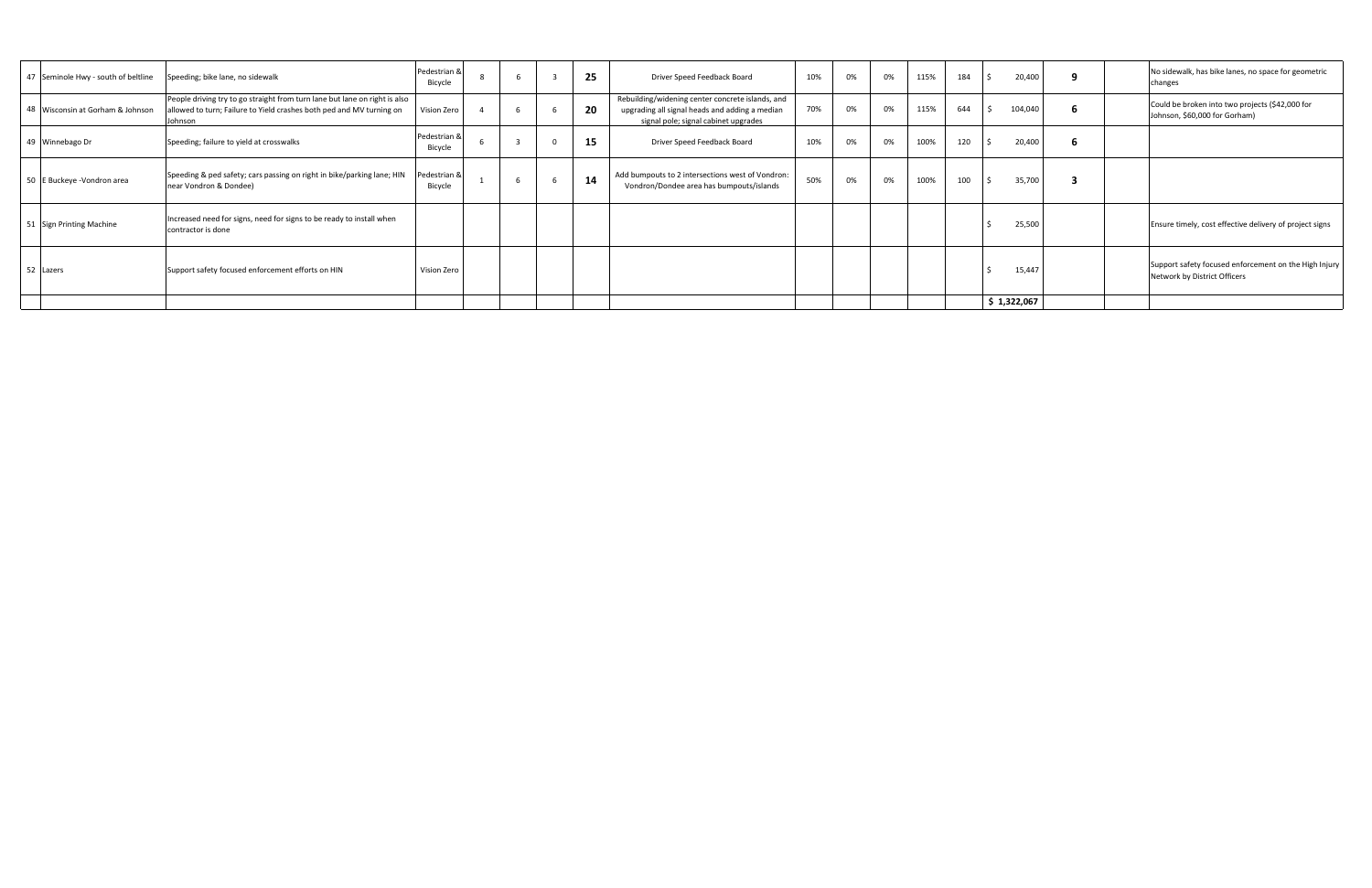| | | | | | | | | | | | | | | | | | |
|---|---|---|---|---|---|---|---|---|---|---|---|---|---|---|---|---|---|
| 47 | Seminole Hwy - south of beltline | Speeding; bike lane, no sidewalk | Pedestrian & Bicycle | 8 | 6 | 3 | **25** | Driver Speed Feedback Board | 10% | 0% | 0% | 115% | 184 | $ 20,400 | **9** | | No sidewalk, has bike lanes, no space for geometric changes |
| 48 | Wisconsin at Gorham & Johnson | People driving try to go straight from turn lane but lane on right is also allowed to turn; Failure to Yield crashes both ped and MV turning on Johnson | Vision Zero | 4 | 6 | 6 | **20** | Rebuilding/widening center concrete islands, and upgrading all signal heads and adding a median signal pole; signal cabinet upgrades | 70% | 0% | 0% | 115% | 644 | $ 104,040 | **6** | | Could be broken into two projects ($42,000 for Johnson, $60,000 for Gorham) |
| 49 | Winnebago Dr | Speeding; failure to yield at crosswalks | Pedestrian & Bicycle | 6 | 3 | 0 | **15** | Driver Speed Feedback Board | 10% | 0% | 0% | 100% | 120 | $ 20,400 | **6** | | |
| 50 | E Buckeye -Vondron area | Speeding & ped safety; cars passing on right in bike/parking lane; HIN near Vondron & Dondee) | Pedestrian & Bicycle | 1 | 6 | 6 | **14** | Add bumpouts to 2 intersections west of Vondron: Vondron/Dondee area has bumpouts/islands | 50% | 0% | 0% | 100% | 100 | $ 35,700 | **3** | | |
| 51 | Sign Printing Machine | Increased need for signs, need for signs to be ready to install when contractor is done | | | | | | | | | | | | $ 25,500 | | | Ensure timely, cost effective delivery of project signs |
| 52 | Lazers | Support safety focused enforcement efforts on HIN | Vision Zero | | | | | | | | | | | $ 15,447 | | | Support safety focused enforcement on the High Injury Network by District Officers |
| | | | | | | | | | | | | | | **$ 1,322,067** | | | |